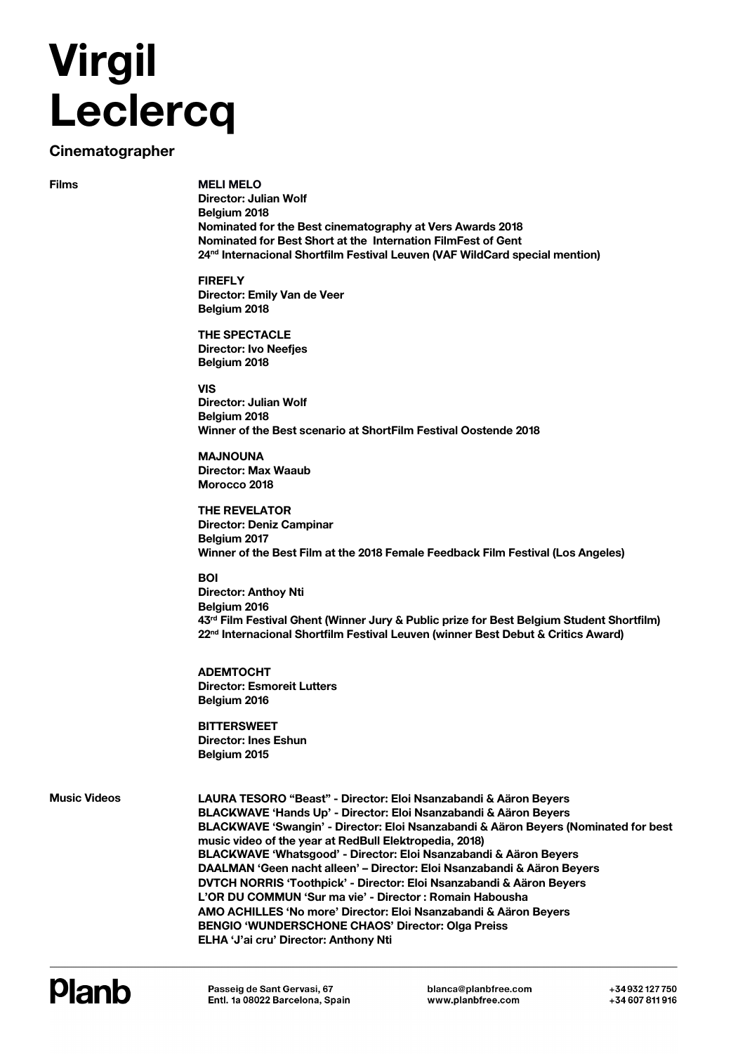# Virgil Leclercq

## Cinematographer

### Films

**MELI MELO**
**Director: Julian Wolf**
**Belgium 2018**
**Nominated for the Best cinematography at Vers Awards 2018**
**Nominated for Best Short at the Internation FilmFest of Gent**
**24nd Internacional Shortfilm Festival Leuven (VAF WildCard special mention)**

**FIREFLY**
**Director: Emily Van de Veer**
**Belgium 2018**

**THE SPECTACLE**
**Director: Ivo Neefjes**
**Belgium 2018**

**VIS**
**Director: Julian Wolf**
**Belgium 2018**
**Winner of the Best scenario at ShortFilm Festival Oostende 2018**

**MAJNOUNA**
**Director: Max Waaub**
**Morocco 2018**

**THE REVELATOR**
**Director: Deniz Campinar**
**Belgium 2017**
**Winner of the Best Film at the 2018 Female Feedback Film Festival (Los Angeles)**

**BOI**
**Director: Anthoy Nti**
**Belgium 2016**
**43rd Film Festival Ghent (Winner Jury & Public prize for Best Belgium Student Shortfilm)**
**22nd Internacional Shortfilm Festival Leuven (winner Best Debut & Critics Award)**

**ADEMTOCHT**
**Director: Esmoreit Lutters**
**Belgium 2016**

**BITTERSWEET**
**Director: Ines Eshun**
**Belgium 2015**

### Music Videos

**LAURA TESORO "Beast" - Director: Eloi Nsanzabandi & Aäron Beyers**
**BLACKWAVE 'Hands Up' - Director: Eloi Nsanzabandi & Aäron Beyers**
**BLACKWAVE 'Swangin' - Director: Eloi Nsanzabandi & Aäron Beyers (Nominated for best music video of the year at RedBull Elektropedia, 2018)**
**BLACKWAVE 'Whatsgood' - Director: Eloi Nsanzabandi & Aäron Beyers**
**DAALMAN 'Geen nacht alleen' – Director: Eloi Nsanzabandi & Aäron Beyers**
**DVTCH NORRIS 'Toothpick' - Director: Eloi Nsanzabandi & Aäron Beyers**
**L'OR DU COMMUN 'Sur ma vie' - Director : Romain Habousha**
**AMO ACHILLES 'No more' Director: Eloi Nsanzabandi & Aäron Beyers**
**BENGIO 'WUNDERSCHONE CHAOS' Director: Olga Preiss**
**ELHA 'J'ai cru' Director: Anthony Nti**

Planb

Passeig de Sant Gervasi, 67
Entl. 1a 08022 Barcelona, Spain

blanca@planbfree.com
www.planbfree.com

+34 932 127 750
+34 607 811 916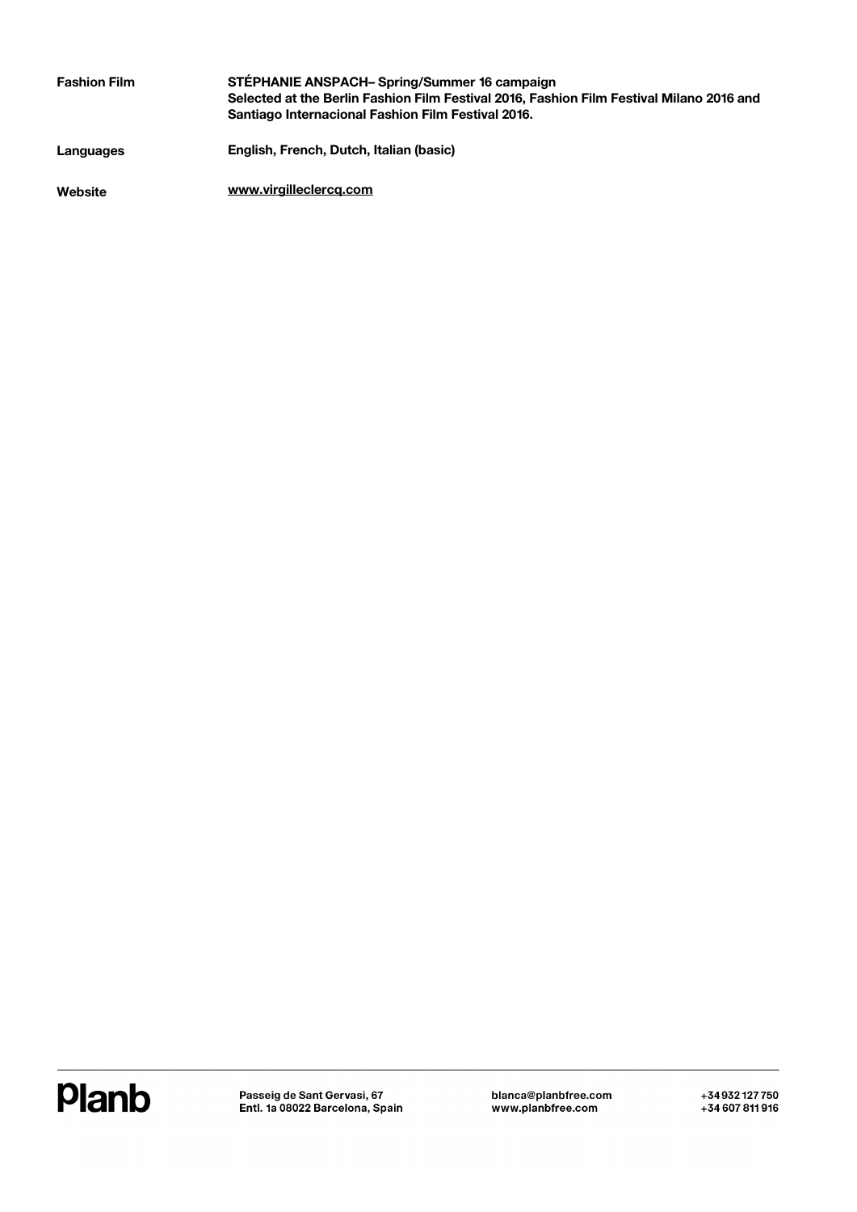| | |
|---|---|
| **Fashion Film** | **STÉPHANIE ANSPACH– Spring/Summer 16 campaign**<br>**Selected at the Berlin Fashion Film Festival 2016, Fashion Film Festival Milano 2016 and Santiago Internacional Fashion Film Festival 2016.** |
| **Languages** | **English, French, Dutch, Italian (basic)** |
| **Website** | **www.virgilleclercq.com** |